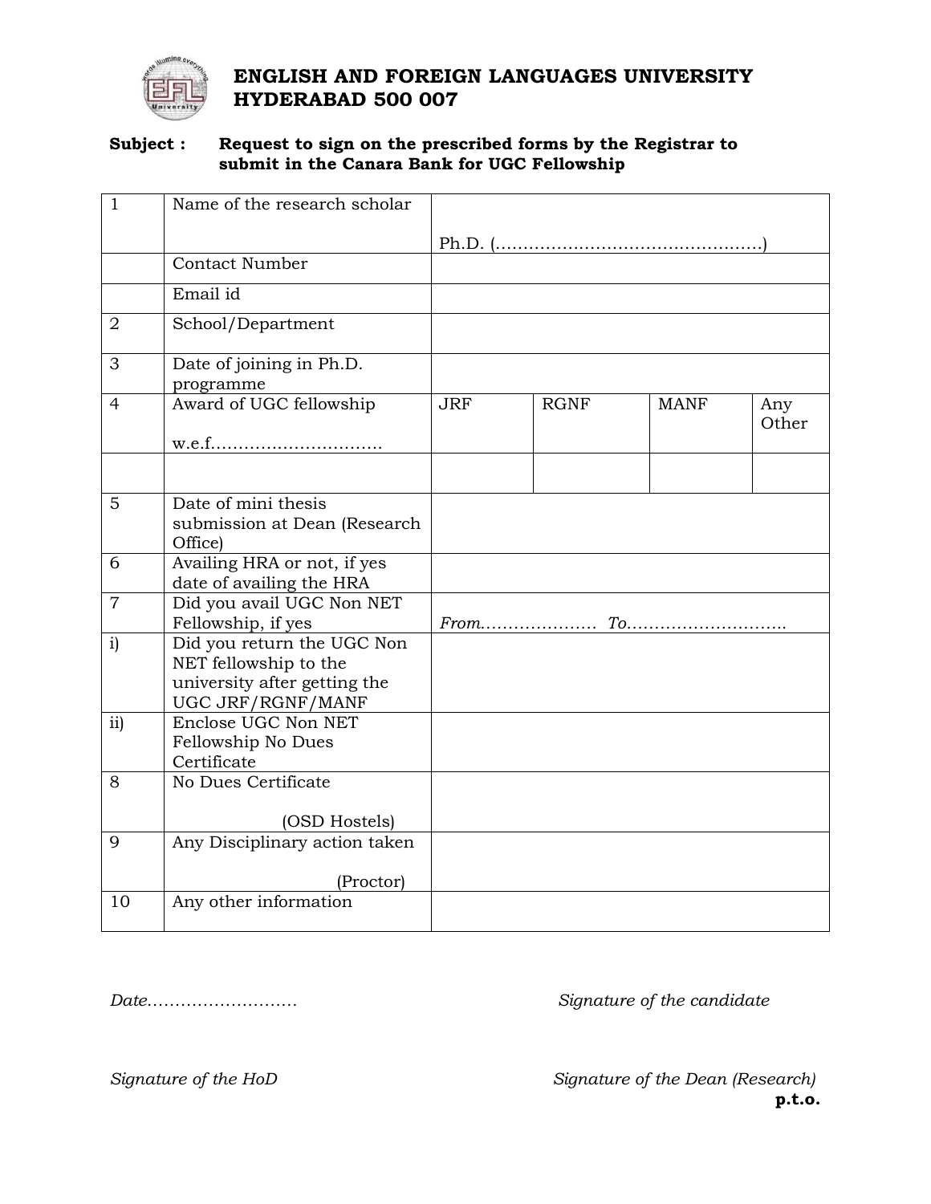# ENGLISH AND FOREIGN LANGUAGES UNIVERSITY HYDERABAD 500 007

**Subject : Request to sign on the prescribed forms by the Registrar to submit in the Canara Bank for UGC Fellowship**

| | | | | | |
|---|---|---|---|---|---|
| 1 | Name of the research scholar | Ph.D. (...............................................) | | | |
| | Contact Number | | | | |
| | Email id | | | | |
| 2 | School/Department | | | | |
| 3 | Date of joining in Ph.D. programme | | | | |
| 4 | Award of UGC fellowship<br><br>w.e.f............................... | JRF | RGNF | MANF | Any Other |
| | | | | | |
| 5 | Date of mini thesis submission at Dean (Research Office) | | | | |
| 6 | Availing HRA or not, if yes date of availing the HRA | | | | |
| 7 | Did you avail UGC Non NET Fellowship, if yes | *From....................* *To............................* | | | |
| i) | Did you return the UGC Non NET fellowship to the university after getting the UGC JRF/RGNF/MANF | | | | |
| ii) | Enclose UGC Non NET Fellowship No Dues Certificate | | | | |
| 8 | No Dues Certificate<br><br>(OSD Hostels) | | | | |
| 9 | Any Disciplinary action taken<br><br>(Proctor) | | | | |
| 10 | Any other information | | | | |

*Date..........................* *Signature of the candidate*

*Signature of the HoD* *Signature of the Dean (Research)*

**p.t.o.**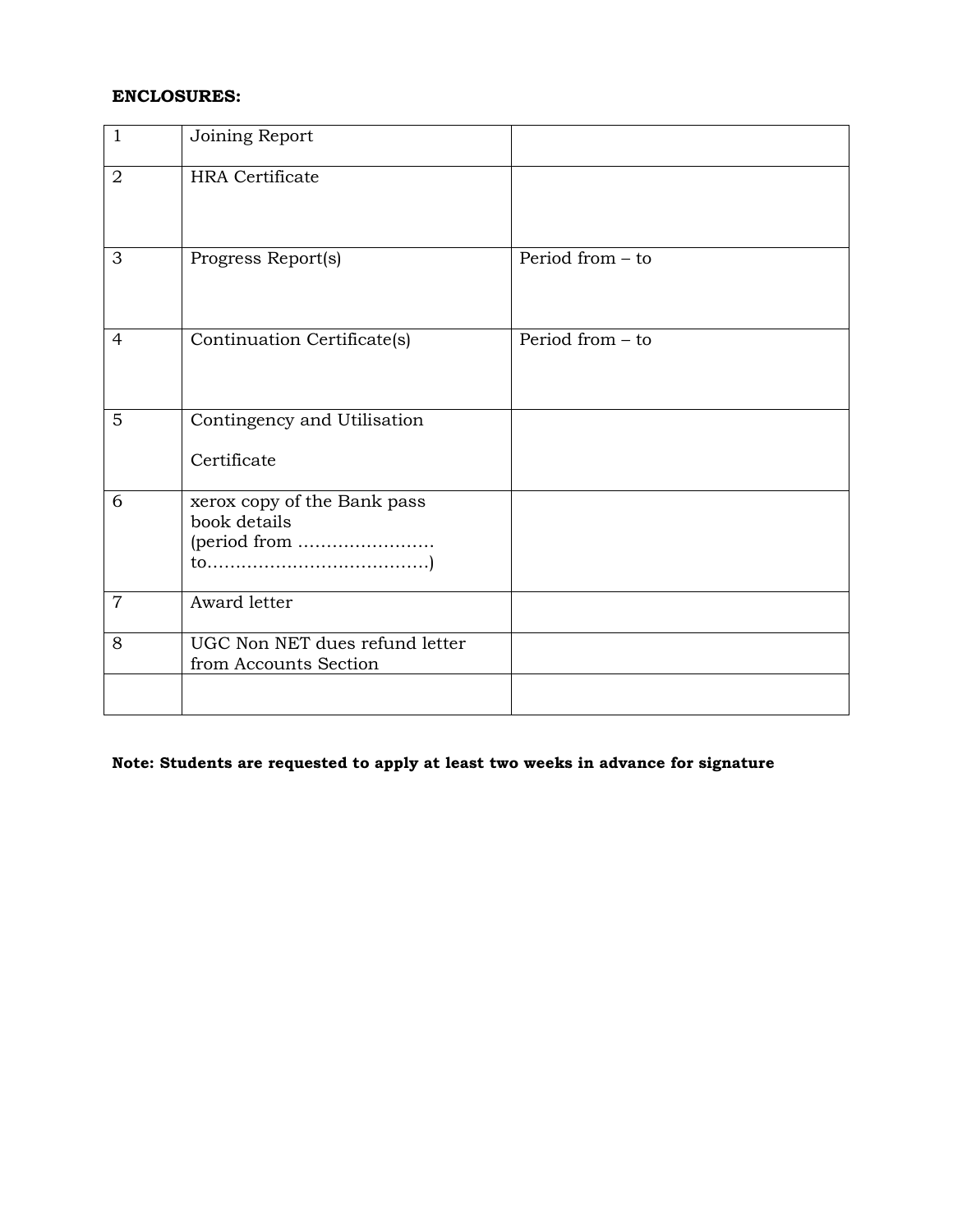**ENCLOSURES:**

| | | |
|---|---|---|
| 1 | Joining Report | |
| 2 | HRA Certificate | |
| 3 | Progress Report(s) | Period from – to |
| 4 | Continuation Certificate(s) | Period from – to |
| 5 | Contingency and Utilisation Certificate | |
| 6 | xerox copy of the Bank pass book details (period from …………………… to…………………………………) | |
| 7 | Award letter | |
| 8 | UGC Non NET dues refund letter from Accounts Section | |
| | | |

**Note: Students are requested to apply at least two weeks in advance for signature**